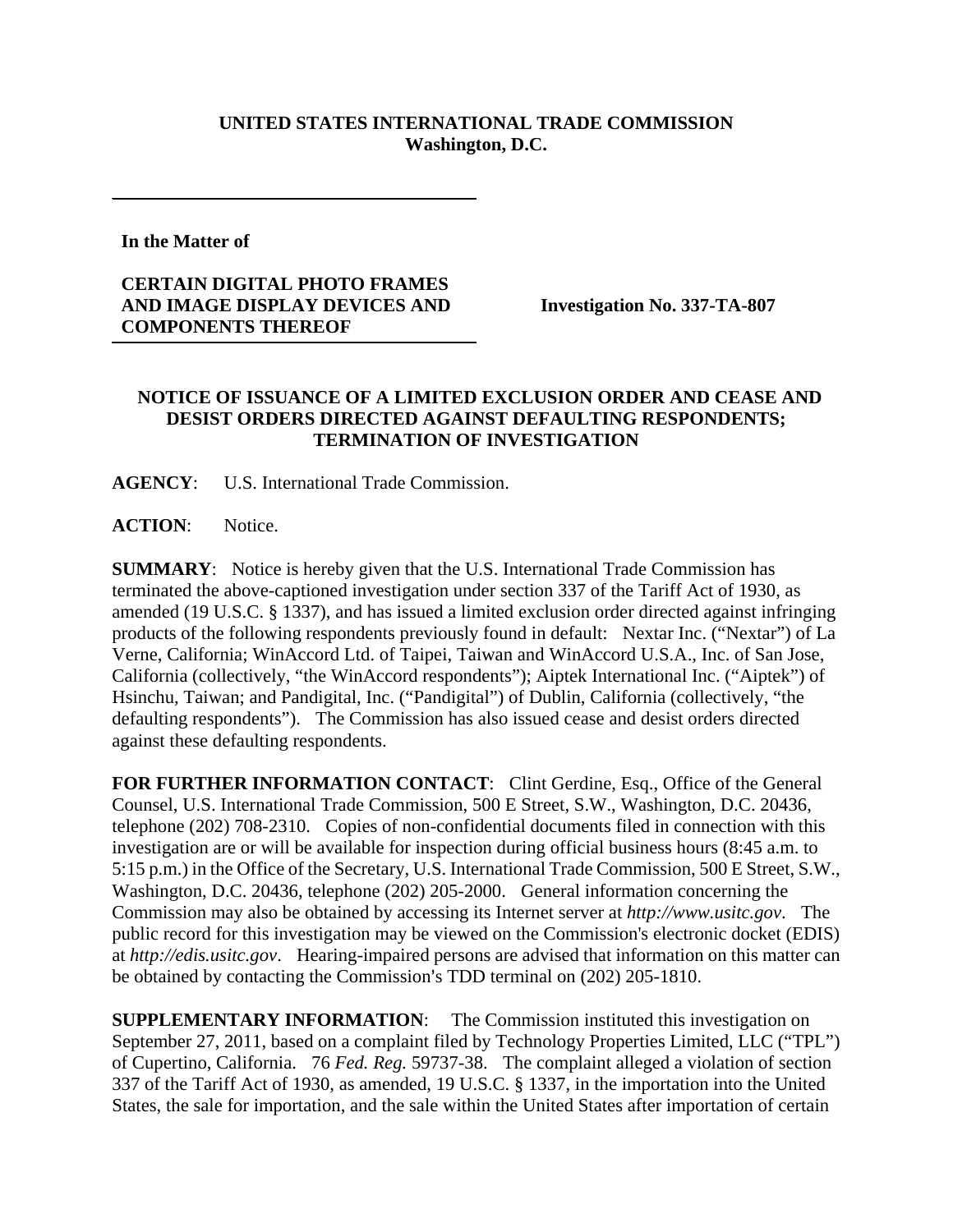**UNITED STATES INTERNATIONAL TRADE COMMISSION**
**Washington, D.C.**

**In the Matter of**

**CERTAIN DIGITAL PHOTO FRAMES AND IMAGE DISPLAY DEVICES AND COMPONENTS THEREOF**

**Investigation No. 337-TA-807**

**NOTICE OF ISSUANCE OF A LIMITED EXCLUSION ORDER AND CEASE AND DESIST ORDERS DIRECTED AGAINST DEFAULTING RESPONDENTS; TERMINATION OF INVESTIGATION**

**AGENCY**: U.S. International Trade Commission.

**ACTION**: Notice.

**SUMMARY**: Notice is hereby given that the U.S. International Trade Commission has terminated the above-captioned investigation under section 337 of the Tariff Act of 1930, as amended (19 U.S.C. § 1337), and has issued a limited exclusion order directed against infringing products of the following respondents previously found in default: Nextar Inc. ("Nextar") of La Verne, California; WinAccord Ltd. of Taipei, Taiwan and WinAccord U.S.A., Inc. of San Jose, California (collectively, "the WinAccord respondents"); Aiptek International Inc. ("Aiptek") of Hsinchu, Taiwan; and Pandigital, Inc. ("Pandigital") of Dublin, California (collectively, "the defaulting respondents"). The Commission has also issued cease and desist orders directed against these defaulting respondents.

**FOR FURTHER INFORMATION CONTACT**: Clint Gerdine, Esq., Office of the General Counsel, U.S. International Trade Commission, 500 E Street, S.W., Washington, D.C. 20436, telephone (202) 708-2310. Copies of non-confidential documents filed in connection with this investigation are or will be available for inspection during official business hours (8:45 a.m. to 5:15 p.m.) in the Office of the Secretary, U.S. International Trade Commission, 500 E Street, S.W., Washington, D.C. 20436, telephone (202) 205-2000. General information concerning the Commission may also be obtained by accessing its Internet server at *http://www.usitc.gov*. The public record for this investigation may be viewed on the Commission's electronic docket (EDIS) at *http://edis.usitc.gov*. Hearing-impaired persons are advised that information on this matter can be obtained by contacting the Commission's TDD terminal on (202) 205-1810.

**SUPPLEMENTARY INFORMATION**: The Commission instituted this investigation on September 27, 2011, based on a complaint filed by Technology Properties Limited, LLC ("TPL") of Cupertino, California. 76 *Fed. Reg.* 59737-38. The complaint alleged a violation of section 337 of the Tariff Act of 1930, as amended, 19 U.S.C. § 1337, in the importation into the United States, the sale for importation, and the sale within the United States after importation of certain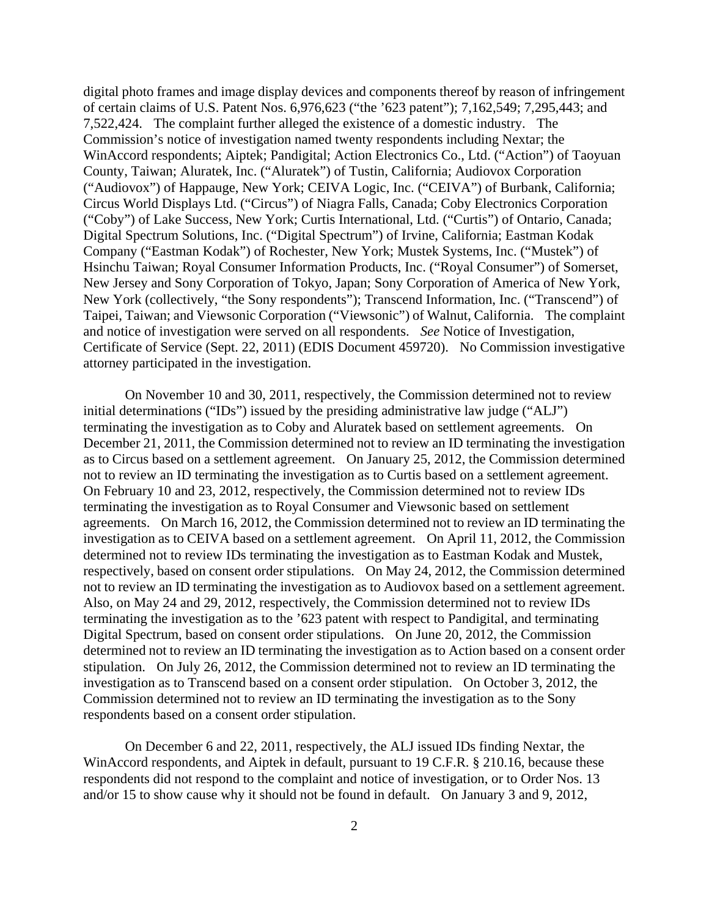digital photo frames and image display devices and components thereof by reason of infringement of certain claims of U.S. Patent Nos. 6,976,623 ("the '623 patent"); 7,162,549; 7,295,443; and 7,522,424. The complaint further alleged the existence of a domestic industry. The Commission's notice of investigation named twenty respondents including Nextar; the WinAccord respondents; Aiptek; Pandigital; Action Electronics Co., Ltd. ("Action") of Taoyuan County, Taiwan; Aluratek, Inc. ("Aluratek") of Tustin, California; Audiovox Corporation ("Audiovox") of Happauge, New York; CEIVA Logic, Inc. ("CEIVA") of Burbank, California; Circus World Displays Ltd. ("Circus") of Niagra Falls, Canada; Coby Electronics Corporation ("Coby") of Lake Success, New York; Curtis International, Ltd. ("Curtis") of Ontario, Canada; Digital Spectrum Solutions, Inc. ("Digital Spectrum") of Irvine, California; Eastman Kodak Company ("Eastman Kodak") of Rochester, New York; Mustek Systems, Inc. ("Mustek") of Hsinchu Taiwan; Royal Consumer Information Products, Inc. ("Royal Consumer") of Somerset, New Jersey and Sony Corporation of Tokyo, Japan; Sony Corporation of America of New York, New York (collectively, "the Sony respondents"); Transcend Information, Inc. ("Transcend") of Taipei, Taiwan; and Viewsonic Corporation ("Viewsonic") of Walnut, California. The complaint and notice of investigation were served on all respondents. *See* Notice of Investigation, Certificate of Service (Sept. 22, 2011) (EDIS Document 459720). No Commission investigative attorney participated in the investigation.

On November 10 and 30, 2011, respectively, the Commission determined not to review initial determinations ("IDs") issued by the presiding administrative law judge ("ALJ") terminating the investigation as to Coby and Aluratek based on settlement agreements. On December 21, 2011, the Commission determined not to review an ID terminating the investigation as to Circus based on a settlement agreement. On January 25, 2012, the Commission determined not to review an ID terminating the investigation as to Curtis based on a settlement agreement. On February 10 and 23, 2012, respectively, the Commission determined not to review IDs terminating the investigation as to Royal Consumer and Viewsonic based on settlement agreements. On March 16, 2012, the Commission determined not to review an ID terminating the investigation as to CEIVA based on a settlement agreement. On April 11, 2012, the Commission determined not to review IDs terminating the investigation as to Eastman Kodak and Mustek, respectively, based on consent order stipulations. On May 24, 2012, the Commission determined not to review an ID terminating the investigation as to Audiovox based on a settlement agreement. Also, on May 24 and 29, 2012, respectively, the Commission determined not to review IDs terminating the investigation as to the '623 patent with respect to Pandigital, and terminating Digital Spectrum, based on consent order stipulations. On June 20, 2012, the Commission determined not to review an ID terminating the investigation as to Action based on a consent order stipulation. On July 26, 2012, the Commission determined not to review an ID terminating the investigation as to Transcend based on a consent order stipulation. On October 3, 2012, the Commission determined not to review an ID terminating the investigation as to the Sony respondents based on a consent order stipulation.

On December 6 and 22, 2011, respectively, the ALJ issued IDs finding Nextar, the WinAccord respondents, and Aiptek in default, pursuant to 19 C.F.R. § 210.16, because these respondents did not respond to the complaint and notice of investigation, or to Order Nos. 13 and/or 15 to show cause why it should not be found in default. On January 3 and 9, 2012,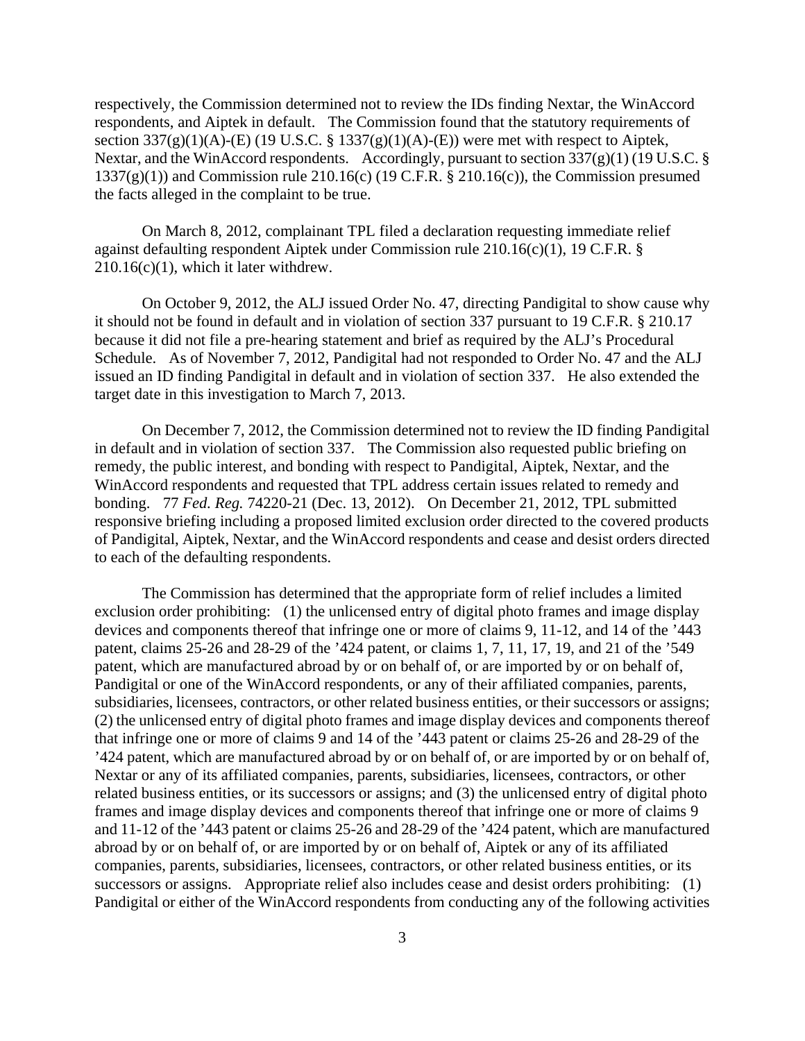respectively, the Commission determined not to review the IDs finding Nextar, the WinAccord respondents, and Aiptek in default. The Commission found that the statutory requirements of section 337(g)(1)(A)-(E) (19 U.S.C. § 1337(g)(1)(A)-(E)) were met with respect to Aiptek, Nextar, and the WinAccord respondents. Accordingly, pursuant to section 337(g)(1) (19 U.S.C. § 1337(g)(1)) and Commission rule 210.16(c) (19 C.F.R. § 210.16(c)), the Commission presumed the facts alleged in the complaint to be true.

On March 8, 2012, complainant TPL filed a declaration requesting immediate relief against defaulting respondent Aiptek under Commission rule 210.16(c)(1), 19 C.F.R. § 210.16(c)(1), which it later withdrew.

On October 9, 2012, the ALJ issued Order No. 47, directing Pandigital to show cause why it should not be found in default and in violation of section 337 pursuant to 19 C.F.R. § 210.17 because it did not file a pre-hearing statement and brief as required by the ALJ's Procedural Schedule. As of November 7, 2012, Pandigital had not responded to Order No. 47 and the ALJ issued an ID finding Pandigital in default and in violation of section 337. He also extended the target date in this investigation to March 7, 2013.

On December 7, 2012, the Commission determined not to review the ID finding Pandigital in default and in violation of section 337. The Commission also requested public briefing on remedy, the public interest, and bonding with respect to Pandigital, Aiptek, Nextar, and the WinAccord respondents and requested that TPL address certain issues related to remedy and bonding. 77 *Fed. Reg.* 74220-21 (Dec. 13, 2012). On December 21, 2012, TPL submitted responsive briefing including a proposed limited exclusion order directed to the covered products of Pandigital, Aiptek, Nextar, and the WinAccord respondents and cease and desist orders directed to each of the defaulting respondents.

The Commission has determined that the appropriate form of relief includes a limited exclusion order prohibiting: (1) the unlicensed entry of digital photo frames and image display devices and components thereof that infringe one or more of claims 9, 11-12, and 14 of the '443 patent, claims 25-26 and 28-29 of the '424 patent, or claims 1, 7, 11, 17, 19, and 21 of the '549 patent, which are manufactured abroad by or on behalf of, or are imported by or on behalf of, Pandigital or one of the WinAccord respondents, or any of their affiliated companies, parents, subsidiaries, licensees, contractors, or other related business entities, or their successors or assigns; (2) the unlicensed entry of digital photo frames and image display devices and components thereof that infringe one or more of claims 9 and 14 of the '443 patent or claims 25-26 and 28-29 of the '424 patent, which are manufactured abroad by or on behalf of, or are imported by or on behalf of, Nextar or any of its affiliated companies, parents, subsidiaries, licensees, contractors, or other related business entities, or its successors or assigns; and (3) the unlicensed entry of digital photo frames and image display devices and components thereof that infringe one or more of claims 9 and 11-12 of the '443 patent or claims 25-26 and 28-29 of the '424 patent, which are manufactured abroad by or on behalf of, or are imported by or on behalf of, Aiptek or any of its affiliated companies, parents, subsidiaries, licensees, contractors, or other related business entities, or its successors or assigns. Appropriate relief also includes cease and desist orders prohibiting: (1) Pandigital or either of the WinAccord respondents from conducting any of the following activities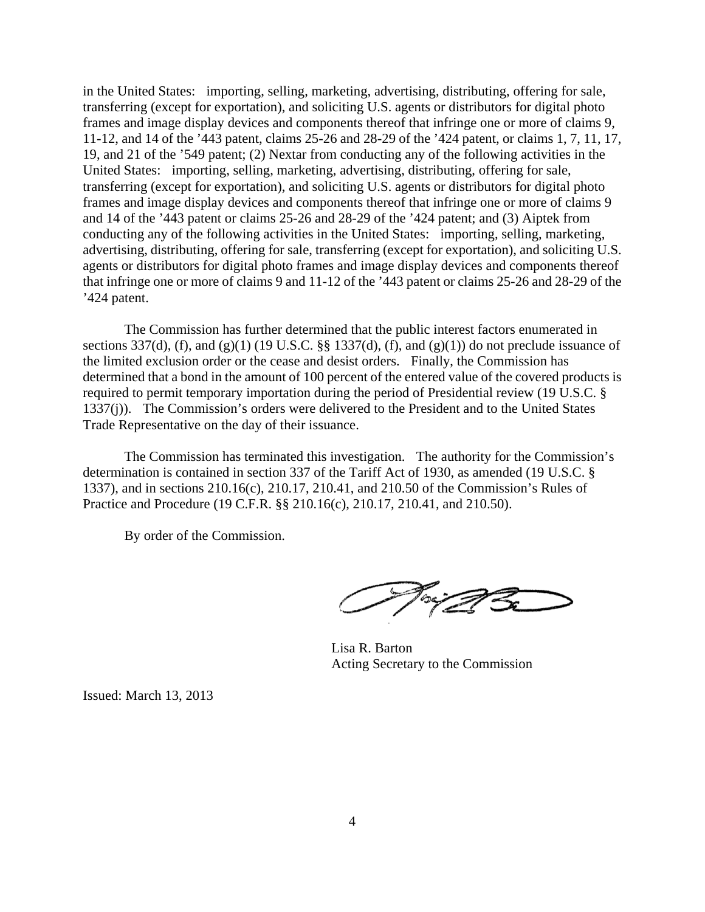in the United States: importing, selling, marketing, advertising, distributing, offering for sale, transferring (except for exportation), and soliciting U.S. agents or distributors for digital photo frames and image display devices and components thereof that infringe one or more of claims 9, 11-12, and 14 of the '443 patent, claims 25-26 and 28-29 of the '424 patent, or claims 1, 7, 11, 17, 19, and 21 of the '549 patent; (2) Nextar from conducting any of the following activities in the United States: importing, selling, marketing, advertising, distributing, offering for sale, transferring (except for exportation), and soliciting U.S. agents or distributors for digital photo frames and image display devices and components thereof that infringe one or more of claims 9 and 14 of the '443 patent or claims 25-26 and 28-29 of the '424 patent; and (3) Aiptek from conducting any of the following activities in the United States: importing, selling, marketing, advertising, distributing, offering for sale, transferring (except for exportation), and soliciting U.S. agents or distributors for digital photo frames and image display devices and components thereof that infringe one or more of claims 9 and 11-12 of the '443 patent or claims 25-26 and 28-29 of the '424 patent.

The Commission has further determined that the public interest factors enumerated in sections 337(d), (f), and (g)(1) (19 U.S.C. §§ 1337(d), (f), and (g)(1)) do not preclude issuance of the limited exclusion order or the cease and desist orders. Finally, the Commission has determined that a bond in the amount of 100 percent of the entered value of the covered products is required to permit temporary importation during the period of Presidential review (19 U.S.C. § 1337(j)). The Commission's orders were delivered to the President and to the United States Trade Representative on the day of their issuance.

The Commission has terminated this investigation. The authority for the Commission's determination is contained in section 337 of the Tariff Act of 1930, as amended (19 U.S.C. § 1337), and in sections 210.16(c), 210.17, 210.41, and 210.50 of the Commission's Rules of Practice and Procedure (19 C.F.R. §§ 210.16(c), 210.17, 210.41, and 210.50).

By order of the Commission.

Lisa R. Barton
Acting Secretary to the Commission

Issued: March 13, 2013